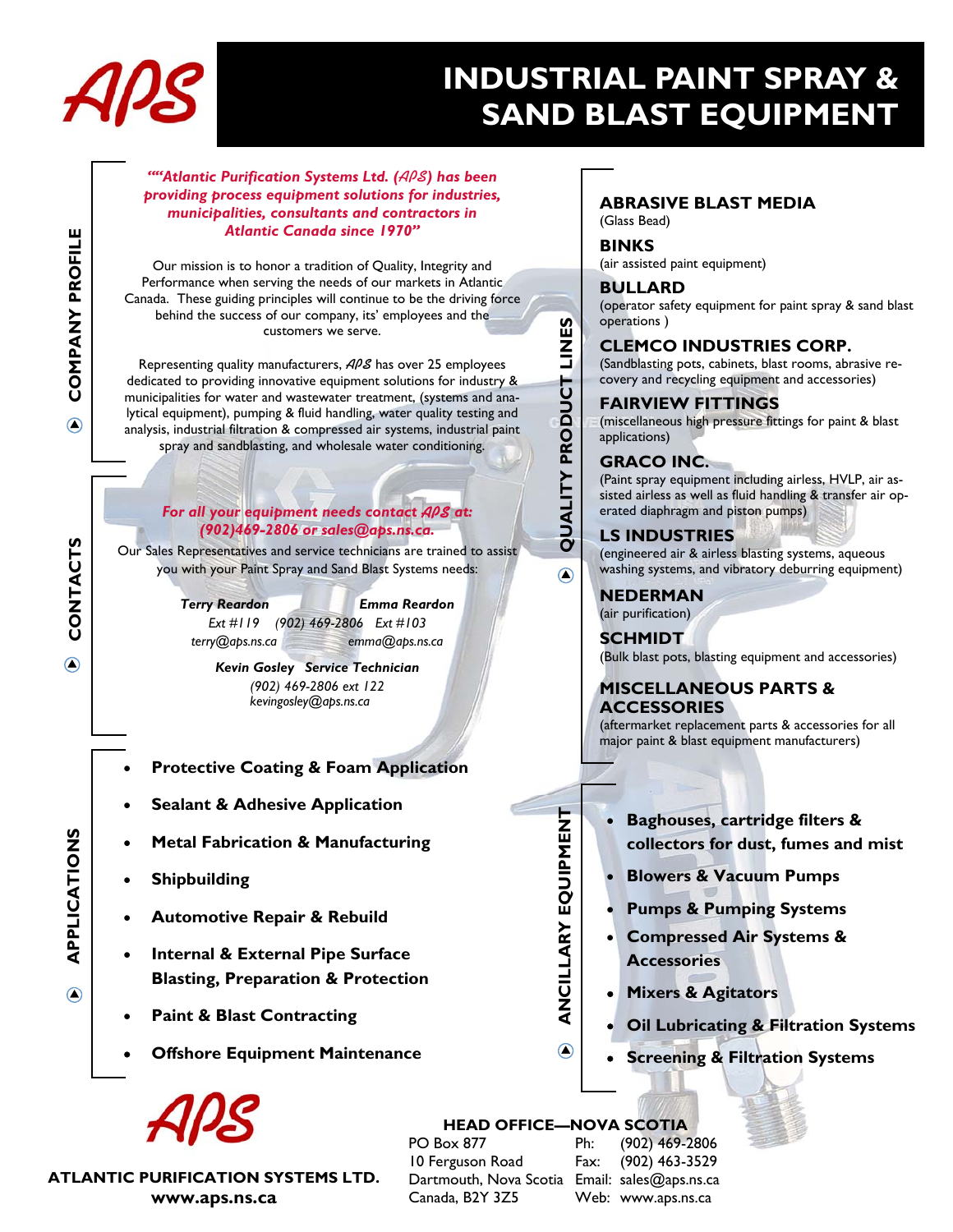APS

# INDUSTRIAL PAINT SPRAY & SAND BLAST EQUIPMENT

## COMPANY PROFILE

***""Atlantic Purification Systems Ltd. (APS) has been providing process equipment solutions for industries, municipalities, consultants and contractors in Atlantic Canada since 1970"***

Our mission is to honor a tradition of Quality, Integrity and Performance when serving the needs of our markets in Atlantic Canada. These guiding principles will continue to be the driving force behind the success of our company, its' employees and the customers we serve.

Representing quality manufacturers, APS has over 25 employees dedicated to providing innovative equipment solutions for industry & municipalities for water and wastewater treatment, (systems and analytical equipment), pumping & fluid handling, water quality testing and analysis, industrial filtration & compressed air systems, industrial paint spray and sandblasting, and wholesale water conditioning.

## CONTACTS

***For all your equipment needs contact APS at: (902)469-2806 or sales@aps.ns.ca.***

Our Sales Representatives and service technicians are trained to assist you with your Paint Spray and Sand Blast Systems needs:

***Terry Reardon***
*Ext #119 (902) 469-2806*
*terry@aps.ns.ca*

***Emma Reardon***
*Ext #103*
*emma@aps.ns.ca*

***Kevin Gosley Service Technician***
*(902) 469-2806 ext 122*
*kevingosley@aps.ns.ca*

## APPLICATIONS

- **Protective Coating & Foam Application**
- **Sealant & Adhesive Application**
- **Metal Fabrication & Manufacturing**
- **Shipbuilding**
- **Automotive Repair & Rebuild**
- **Internal & External Pipe Surface Blasting, Preparation & Protection**
- **Paint & Blast Contracting**
- **Offshore Equipment Maintenance**

## QUALITY PRODUCT LINES

**ABRASIVE BLAST MEDIA**
(Glass Bead)

**BINKS**
(air assisted paint equipment)

**BULLARD**
(operator safety equipment for paint spray & sand blast operations )

**CLEMCO INDUSTRIES CORP.**
(Sandblasting pots, cabinets, blast rooms, abrasive recovery and recycling equipment and accessories)

**FAIRVIEW FITTINGS**
(miscellaneous high pressure fittings for paint & blast applications)

**GRACO INC.**
(Paint spray equipment including airless, HVLP, air assisted airless as well as fluid handling & transfer air operated diaphragm and piston pumps)

**LS INDUSTRIES**
(engineered air & airless blasting systems, aqueous washing systems, and vibratory deburring equipment)

**NEDERMAN**
(air purification)

**SCHMIDT**
(Bulk blast pots, blasting equipment and accessories)

**MISCELLANEOUS PARTS & ACCESSORIES**
(aftermarket replacement parts & accessories for all major paint & blast equipment manufacturers)

## ANCILLARY EQUIPMENT

- **Baghouses, cartridge filters & collectors for dust, fumes and mist**
- **Blowers & Vacuum Pumps**
- **Pumps & Pumping Systems**
- **Compressed Air Systems & Accessories**
- **Mixers & Agitators**
- **Oil Lubricating & Filtration Systems**
- **Screening & Filtration Systems**

APS

**ATLANTIC PURIFICATION SYSTEMS LTD.**
**www.aps.ns.ca**

**HEAD OFFICE—NOVA SCOTIA**

PO Box 877
10 Ferguson Road
Dartmouth, Nova Scotia
Canada, B2Y 3Z5

Ph: (902) 469-2806
Fax: (902) 463-3529
Email: sales@aps.ns.ca
Web: www.aps.ns.ca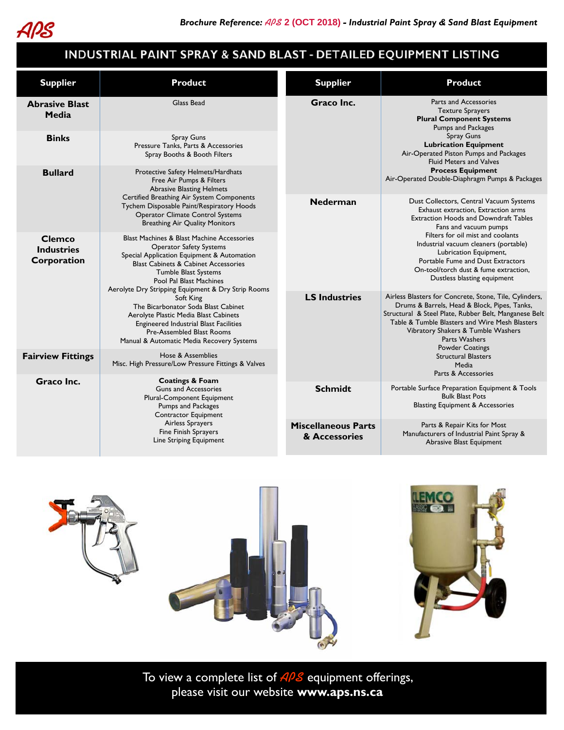# INDUSTRIAL PAINT SPRAY & SAND BLAST - DETAILED EQUIPMENT LISTING

| Supplier | Product |
|---|---|
| **Abrasive Blast Media** | Glass Bead |
| **Binks** | Spray Guns<br>Pressure Tanks, Parts & Accessories<br>Spray Booths & Booth Filters |
| **Bullard** | Protective Safety Helmets/Hardhats<br>Free Air Pumps & Filters<br>Abrasive Blasting Helmets<br>Certified Breathing Air System Components<br>Tychem Disposable Paint/Respiratory Hoods<br>Operator Climate Control Systems<br>Breathing Air Quality Monitors |
| **Clemco Industries Corporation** | Blast Machines & Blast Machine Accessories<br>Operator Safety Systems<br>Special Application Equipment & Automation<br>Blast Cabinets & Cabinet Accessories<br>Tumble Blast Systems<br>Pool Pal Blast Machines<br>Aerolyte Dry Stripping Equipment & Dry Strip Rooms<br>Soft King<br>The Bicarbonator Soda Blast Cabinet<br>Aerolyte Plastic Media Blast Cabinets<br>Engineered Industrial Blast Facilities<br>Pre-Assembled Blast Rooms<br>Manual & Automatic Media Recovery Systems |
| **Fairview Fittings** | Hose & Assemblies<br>Misc. High Pressure/Low Pressure Fittings & Valves |
| **Graco Inc.** | **Coatings & Foam**<br>Guns and Accessories<br>Plural-Component Equipment<br>Pumps and Packages<br>Contractor Equipment<br>Airless Sprayers<br>Fine Finish Sprayers<br>Line Striping Equipment |
| **Graco Inc.** | Parts and Accessories<br>Texture Sprayers<br>**Plural Component Systems**<br>Pumps and Packages<br>Spray Guns<br>**Lubrication Equipment**<br>Air-Operated Piston Pumps and Packages<br>Fluid Meters and Valves<br>**Process Equipment**<br>Air-Operated Double-Diaphragm Pumps & Packages |
| **Nederman** | Dust Collectors, Central Vacuum Systems<br>Exhaust extraction, Extraction arms<br>Extraction Hoods and Downdraft Tables<br>Fans and vacuum pumps<br>Filters for oil mist and coolants<br>Industrial vacuum cleaners (portable)<br>Lubrication Equipment,<br>Portable Fume and Dust Extractors<br>On-tool/torch dust & fume extraction,<br>Dustless blasting equipment |
| **LS Industries** | Airless Blasters for Concrete, Stone, Tile, Cylinders, Drums & Barrels, Head & Block, Pipes, Tanks, Structural & Steel Plate, Rubber Belt, Manganese Belt<br>Table & Tumble Blasters and Wire Mesh Blasters<br>Vibratory Shakers & Tumble Washers<br>Parts Washers<br>Powder Coatings<br>Structural Blasters<br>Media<br>Parts & Accessories |
| **Schmidt** | Portable Surface Preparation Equipment & Tools<br>Bulk Blast Pots<br>Blasting Equipment & Accessories |
| **Miscellaneous Parts & Accessories** | Parts & Repair Kits for Most Manufacturers of Industrial Paint Spray & Abrasive Blast Equipment |

To view a complete list of APS equipment offerings, please visit our website **www.aps.ns.ca**